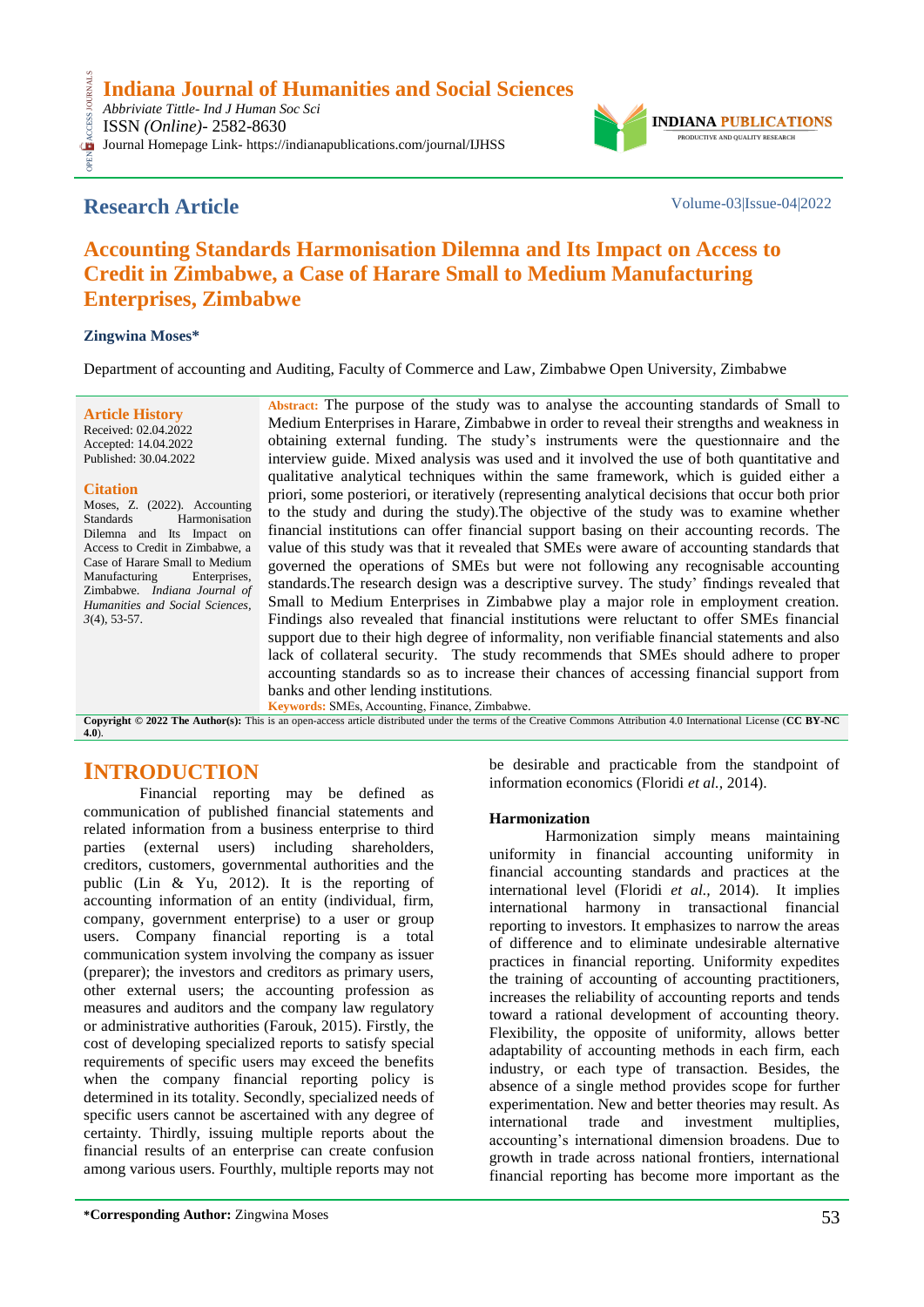# Indiana Journal of Humanities and Social Sciences

*Abbriviate Tittle- Ind J Human Soc Sci*
ISSN *(Online)*- 2582-8630
Journal Homepage Link- https://indianapublications.com/journal/IJHSS

INDIANA PUBLICATIONS
PRODUCTIVE AND QUALITY RESEARCH

## Research Article

Volume-03|Issue-04|2022

# Accounting Standards Harmonisation Dilemna and Its Impact on Access to Credit in Zimbabwe, a Case of Harare Small to Medium Manufacturing Enterprises, Zimbabwe

**Zingwina Moses***

Department of accounting and Auditing, Faculty of Commerce and Law, Zimbabwe Open University, Zimbabwe

**Article History**
Received: 02.04.2022
Accepted: 14.04.2022
Published: 30.04.2022

**Citation**
Moses, Z. (2022). Accounting Standards Harmonisation Dilemna and Its Impact on Access to Credit in Zimbabwe, a Case of Harare Small to Medium Manufacturing Enterprises, Zimbabwe. *Indiana Journal of Humanities and Social Sciences*, *3*(4), 53-57.

**Abstract:** The purpose of the study was to analyse the accounting standards of Small to Medium Enterprises in Harare, Zimbabwe in order to reveal their strengths and weakness in obtaining external funding. The study's instruments were the questionnaire and the interview guide. Mixed analysis was used and it involved the use of both quantitative and qualitative analytical techniques within the same framework, which is guided either a priori, some posteriori, or iteratively (representing analytical decisions that occur both prior to the study and during the study).The objective of the study was to examine whether financial institutions can offer financial support basing on their accounting records. The value of this study was that it revealed that SMEs were aware of accounting standards that governed the operations of SMEs but were not following any recognisable accounting standards.The research design was a descriptive survey. The study' findings revealed that Small to Medium Enterprises in Zimbabwe play a major role in employment creation. Findings also revealed that financial institutions were reluctant to offer SMEs financial support due to their high degree of informality, non verifiable financial statements and also lack of collateral security. The study recommends that SMEs should adhere to proper accounting standards so as to increase their chances of accessing financial support from banks and other lending institutions.

**Keywords:** SMEs, Accounting, Finance, Zimbabwe.

**Copyright © 2022 The Author(s):** This is an open-access article distributed under the terms of the Creative Commons Attribution 4.0 International License (**CC BY-NC 4.0**).

## INTRODUCTION

Financial reporting may be defined as communication of published financial statements and related information from a business enterprise to third parties (external users) including shareholders, creditors, customers, governmental authorities and the public (Lin & Yu, 2012). It is the reporting of accounting information of an entity (individual, firm, company, government enterprise) to a user or group users. Company financial reporting is a total communication system involving the company as issuer (preparer); the investors and creditors as primary users, other external users; the accounting profession as measures and auditors and the company law regulatory or administrative authorities (Farouk, 2015). Firstly, the cost of developing specialized reports to satisfy special requirements of specific users may exceed the benefits when the company financial reporting policy is determined in its totality. Secondly, specialized needs of specific users cannot be ascertained with any degree of certainty. Thirdly, issuing multiple reports about the financial results of an enterprise can create confusion among various users. Fourthly, multiple reports may not be desirable and practicable from the standpoint of information economics (Floridi *et al.,* 2014).

### Harmonization

Harmonization simply means maintaining uniformity in financial accounting uniformity in financial accounting standards and practices at the international level (Floridi *et al.,* 2014). It implies international harmony in transactional financial reporting to investors. It emphasizes to narrow the areas of difference and to eliminate undesirable alternative practices in financial reporting. Uniformity expedites the training of accounting of accounting practitioners, increases the reliability of accounting reports and tends toward a rational development of accounting theory. Flexibility, the opposite of uniformity, allows better adaptability of accounting methods in each firm, each industry, or each type of transaction. Besides, the absence of a single method provides scope for further experimentation. New and better theories may result. As international trade and investment multiplies, accounting's international dimension broadens. Due to growth in trade across national frontiers, international financial reporting has become more important as the

**\*Corresponding Author:** Zingwina Moses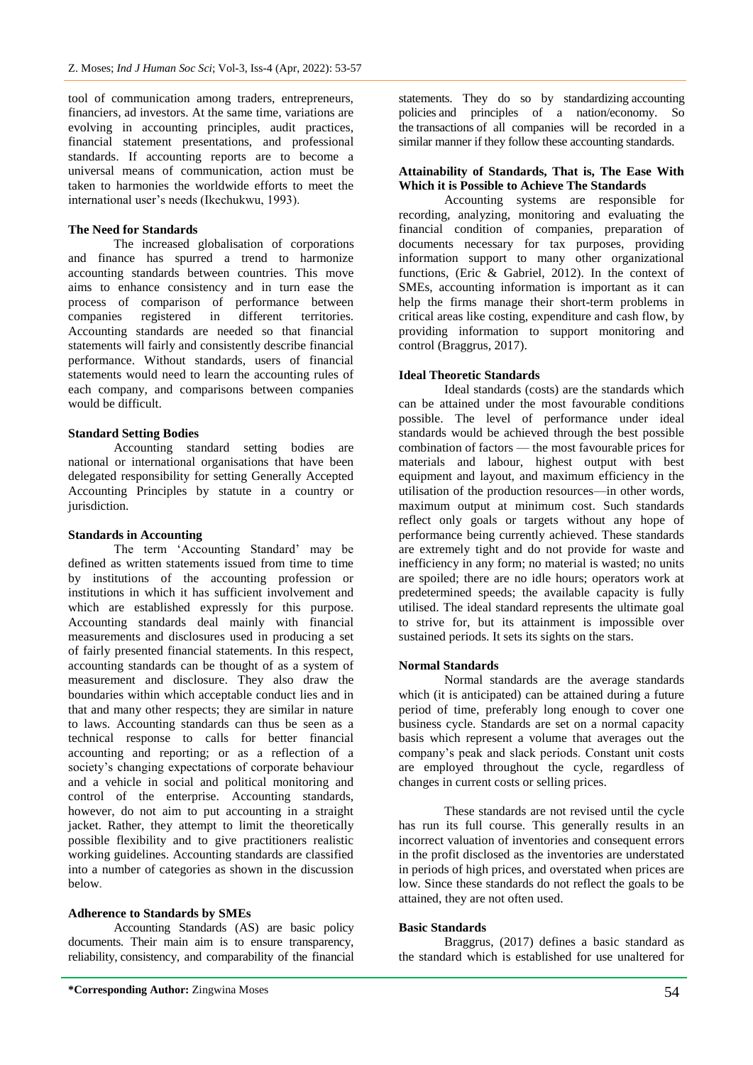tool of communication among traders, entrepreneurs, financiers, ad investors. At the same time, variations are evolving in accounting principles, audit practices, financial statement presentations, and professional standards. If accounting reports are to become a universal means of communication, action must be taken to harmonies the worldwide efforts to meet the international user's needs (Ikechukwu, 1993).

### The Need for Standards

The increased globalisation of corporations and finance has spurred a trend to harmonize accounting standards between countries. This move aims to enhance consistency and in turn ease the process of comparison of performance between companies registered in different territories. Accounting standards are needed so that financial statements will fairly and consistently describe financial performance. Without standards, users of financial statements would need to learn the accounting rules of each company, and comparisons between companies would be difficult.

### Standard Setting Bodies

Accounting standard setting bodies are national or international organisations that have been delegated responsibility for setting Generally Accepted Accounting Principles by statute in a country or jurisdiction.

### Standards in Accounting

The term 'Accounting Standard' may be defined as written statements issued from time to time by institutions of the accounting profession or institutions in which it has sufficient involvement and which are established expressly for this purpose. Accounting standards deal mainly with financial measurements and disclosures used in producing a set of fairly presented financial statements. In this respect, accounting standards can be thought of as a system of measurement and disclosure. They also draw the boundaries within which acceptable conduct lies and in that and many other respects; they are similar in nature to laws. Accounting standards can thus be seen as a technical response to calls for better financial accounting and reporting; or as a reflection of a society's changing expectations of corporate behaviour and a vehicle in social and political monitoring and control of the enterprise. Accounting standards, however, do not aim to put accounting in a straight jacket. Rather, they attempt to limit the theoretically possible flexibility and to give practitioners realistic working guidelines. Accounting standards are classified into a number of categories as shown in the discussion below.

### Adherence to Standards by SMEs

Accounting Standards (AS) are basic policy documents. Their main aim is to ensure transparency, reliability, consistency, and comparability of the financial statements. They do so by standardizing accounting policies and principles of a nation/economy. So the transactions of all companies will be recorded in a similar manner if they follow these accounting standards.

### Attainability of Standards, That is, The Ease With Which it is Possible to Achieve The Standards

Accounting systems are responsible for recording, analyzing, monitoring and evaluating the financial condition of companies, preparation of documents necessary for tax purposes, providing information support to many other organizational functions, (Eric & Gabriel, 2012). In the context of SMEs, accounting information is important as it can help the firms manage their short-term problems in critical areas like costing, expenditure and cash flow, by providing information to support monitoring and control (Braggrus, 2017).

### Ideal Theoretic Standards

Ideal standards (costs) are the standards which can be attained under the most favourable conditions possible. The level of performance under ideal standards would be achieved through the best possible combination of factors — the most favourable prices for materials and labour, highest output with best equipment and layout, and maximum efficiency in the utilisation of the production resources—in other words, maximum output at minimum cost. Such standards reflect only goals or targets without any hope of performance being currently achieved. These standards are extremely tight and do not provide for waste and inefficiency in any form; no material is wasted; no units are spoiled; there are no idle hours; operators work at predetermined speeds; the available capacity is fully utilised. The ideal standard represents the ultimate goal to strive for, but its attainment is impossible over sustained periods. It sets its sights on the stars.

### Normal Standards

Normal standards are the average standards which (it is anticipated) can be attained during a future period of time, preferably long enough to cover one business cycle. Standards are set on a normal capacity basis which represent a volume that averages out the company's peak and slack periods. Constant unit costs are employed throughout the cycle, regardless of changes in current costs or selling prices.

These standards are not revised until the cycle has run its full course. This generally results in an incorrect valuation of inventories and consequent errors in the profit disclosed as the inventories are understated in periods of high prices, and overstated when prices are low. Since these standards do not reflect the goals to be attained, they are not often used.

### Basic Standards

Braggrus, (2017) defines a basic standard as the standard which is established for use unaltered for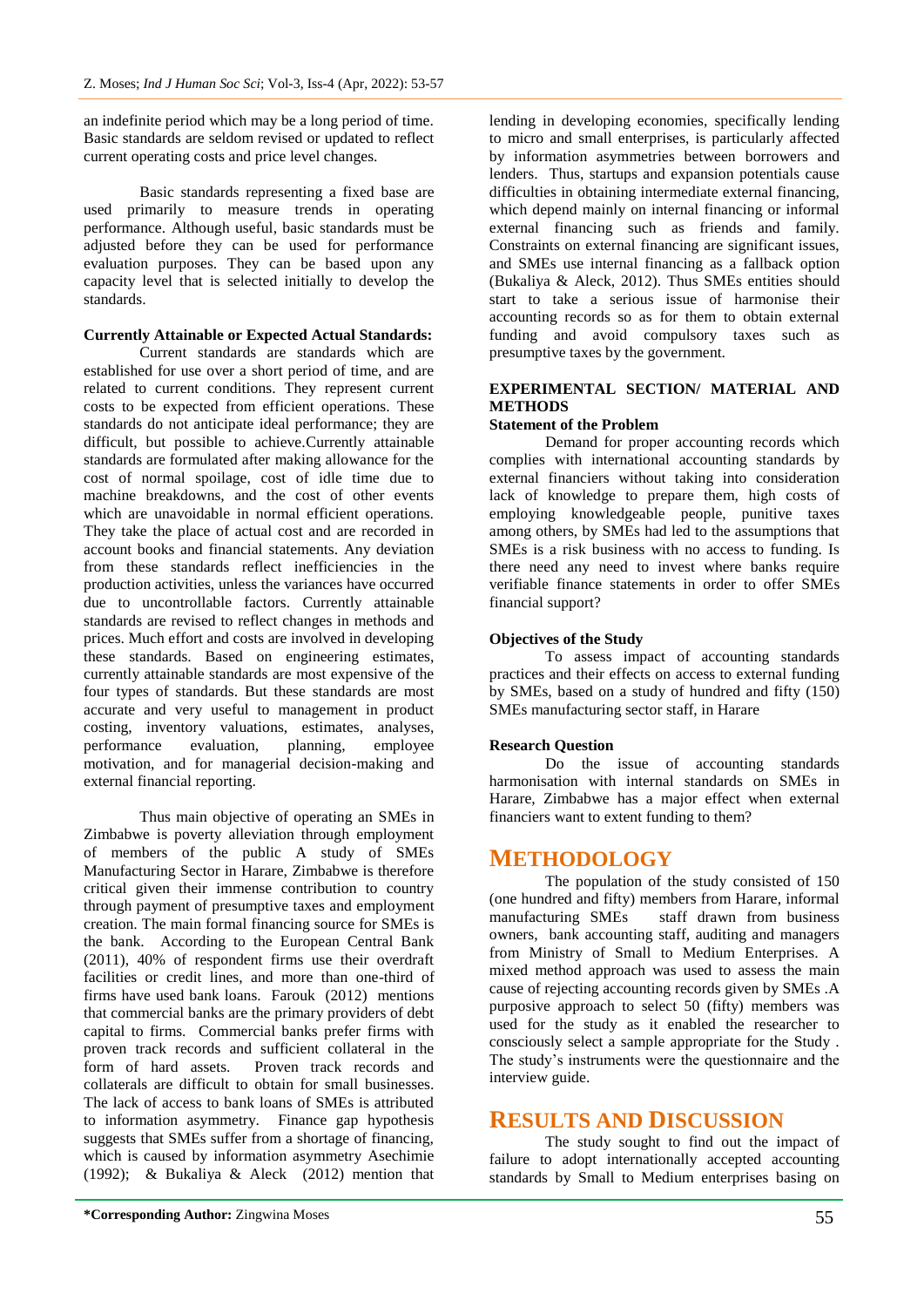an indefinite period which may be a long period of time. Basic standards are seldom revised or updated to reflect current operating costs and price level changes.

Basic standards representing a fixed base are used primarily to measure trends in operating performance. Although useful, basic standards must be adjusted before they can be used for performance evaluation purposes. They can be based upon any capacity level that is selected initially to develop the standards.

**Currently Attainable or Expected Actual Standards:**

Current standards are standards which are established for use over a short period of time, and are related to current conditions. They represent current costs to be expected from efficient operations. These standards do not anticipate ideal performance; they are difficult, but possible to achieve.Currently attainable standards are formulated after making allowance for the cost of normal spoilage, cost of idle time due to machine breakdowns, and the cost of other events which are unavoidable in normal efficient operations. They take the place of actual cost and are recorded in account books and financial statements. Any deviation from these standards reflect inefficiencies in the production activities, unless the variances have occurred due to uncontrollable factors. Currently attainable standards are revised to reflect changes in methods and prices. Much effort and costs are involved in developing these standards. Based on engineering estimates, currently attainable standards are most expensive of the four types of standards. But these standards are most accurate and very useful to management in product costing, inventory valuations, estimates, analyses, performance evaluation, planning, employee motivation, and for managerial decision-making and external financial reporting.

Thus main objective of operating an SMEs in Zimbabwe is poverty alleviation through employment of members of the public A study of SMEs Manufacturing Sector in Harare, Zimbabwe is therefore critical given their immense contribution to country through payment of presumptive taxes and employment creation. The main formal financing source for SMEs is the bank. According to the European Central Bank (2011), 40% of respondent firms use their overdraft facilities or credit lines, and more than one-third of firms have used bank loans. Farouk (2012) mentions that commercial banks are the primary providers of debt capital to firms. Commercial banks prefer firms with proven track records and sufficient collateral in the form of hard assets. Proven track records and collaterals are difficult to obtain for small businesses. The lack of access to bank loans of SMEs is attributed to information asymmetry. Finance gap hypothesis suggests that SMEs suffer from a shortage of financing, which is caused by information asymmetry Asechimie (1992); & Bukaliya & Aleck (2012) mention that lending in developing economies, specifically lending to micro and small enterprises, is particularly affected by information asymmetries between borrowers and lenders. Thus, startups and expansion potentials cause difficulties in obtaining intermediate external financing, which depend mainly on internal financing or informal external financing such as friends and family. Constraints on external financing are significant issues, and SMEs use internal financing as a fallback option (Bukaliya & Aleck, 2012). Thus SMEs entities should start to take a serious issue of harmonise their accounting records so as for them to obtain external funding and avoid compulsory taxes such as presumptive taxes by the government.

## EXPERIMENTAL SECTION/ MATERIAL AND METHODS

**Statement of the Problem**

Demand for proper accounting records which complies with international accounting standards by external financiers without taking into consideration lack of knowledge to prepare them, high costs of employing knowledgeable people, punitive taxes among others, by SMEs had led to the assumptions that SMEs is a risk business with no access to funding. Is there need any need to invest where banks require verifiable finance statements in order to offer SMEs financial support?

**Objectives of the Study**

To assess impact of accounting standards practices and their effects on access to external funding by SMEs, based on a study of hundred and fifty (150) SMEs manufacturing sector staff, in Harare

**Research Question**

Do the issue of accounting standards harmonisation with internal standards on SMEs in Harare, Zimbabwe has a major effect when external financiers want to extent funding to them?

## METHODOLOGY

The population of the study consisted of 150 (one hundred and fifty) members from Harare, informal manufacturing SMEs staff drawn from business owners, bank accounting staff, auditing and managers from Ministry of Small to Medium Enterprises. A mixed method approach was used to assess the main cause of rejecting accounting records given by SMEs .A purposive approach to select 50 (fifty) members was used for the study as it enabled the researcher to consciously select a sample appropriate for the Study . The study's instruments were the questionnaire and the interview guide.

## RESULTS AND DISCUSSION

The study sought to find out the impact of failure to adopt internationally accepted accounting standards by Small to Medium enterprises basing on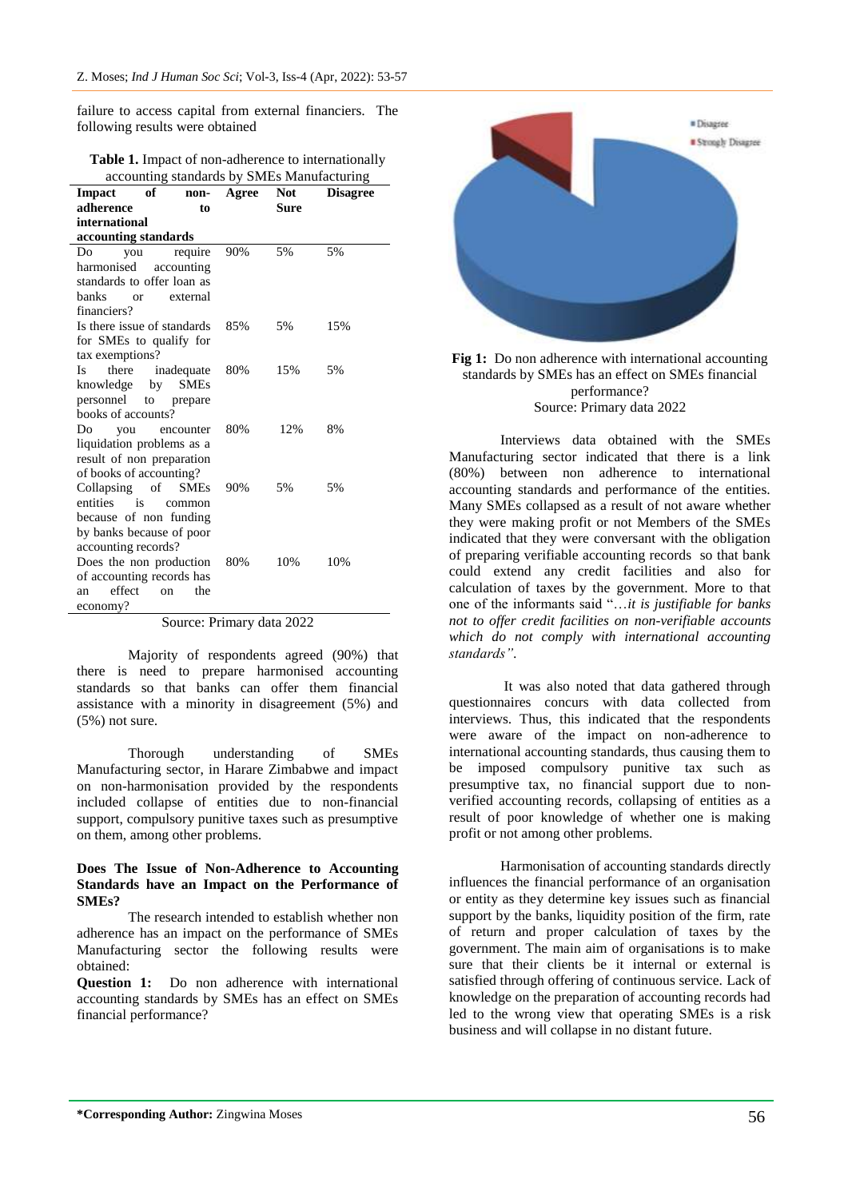failure to access capital from external financiers. The following results were obtained

**Table 1.** Impact of non-adherence to internationally accounting standards by SMEs Manufacturing

| Impact of non-adherence to international accounting standards | Agree | Not Sure | Disagree |
|---|---|---|---|
| Do you require harmonised accounting standards to offer loan as banks or external financiers? | 90% | 5% | 5% |
| Is there issue of standards for SMEs to qualify for tax exemptions? | 85% | 5% | 15% |
| Is there inadequate knowledge by SMEs personnel to prepare books of accounts? | 80% | 15% | 5% |
| Do you encounter liquidation problems as a result of non preparation of books of accounting? | 80% | 12% | 8% |
| Collapsing of SMEs entities is common because of non funding by banks because of poor accounting records? | 90% | 5% | 5% |
| Does the non production of accounting records has an effect on the economy? | 80% | 10% | 10% |

Source: Primary data 2022

Majority of respondents agreed (90%) that there is need to prepare harmonised accounting standards so that banks can offer them financial assistance with a minority in disagreement (5%) and (5%) not sure.

Thorough understanding of SMEs Manufacturing sector, in Harare Zimbabwe and impact on non-harmonisation provided by the respondents included collapse of entities due to non-financial support, compulsory punitive taxes such as presumptive on them, among other problems.

**Does The Issue of Non-Adherence to Accounting Standards have an Impact on the Performance of SMEs?**

The research intended to establish whether non adherence has an impact on the performance of SMEs Manufacturing sector the following results were obtained:

**Question 1:** Do non adherence with international accounting standards by SMEs has an effect on SMEs financial performance?

**Fig 1:** Do non adherence with international accounting standards by SMEs has an effect on SMEs financial performance?
Source: Primary data 2022

Interviews data obtained with the SMEs Manufacturing sector indicated that there is a link (80%) between non adherence to international accounting standards and performance of the entities. Many SMEs collapsed as a result of not aware whether they were making profit or not Members of the SMEs indicated that they were conversant with the obligation of preparing verifiable accounting records so that bank could extend any credit facilities and also for calculation of taxes by the government. More to that one of the informants said "*…it is justifiable for banks not to offer credit facilities on non-verifiable accounts which do not comply with international accounting standards"*.

It was also noted that data gathered through questionnaires concurs with data collected from interviews. Thus, this indicated that the respondents were aware of the impact on non-adherence to international accounting standards, thus causing them to be imposed compulsory punitive tax such as presumptive tax, no financial support due to non-verified accounting records, collapsing of entities as a result of poor knowledge of whether one is making profit or not among other problems.

Harmonisation of accounting standards directly influences the financial performance of an organisation or entity as they determine key issues such as financial support by the banks, liquidity position of the firm, rate of return and proper calculation of taxes by the government. The main aim of organisations is to make sure that their clients be it internal or external is satisfied through offering of continuous service. Lack of knowledge on the preparation of accounting records had led to the wrong view that operating SMEs is a risk business and will collapse in no distant future.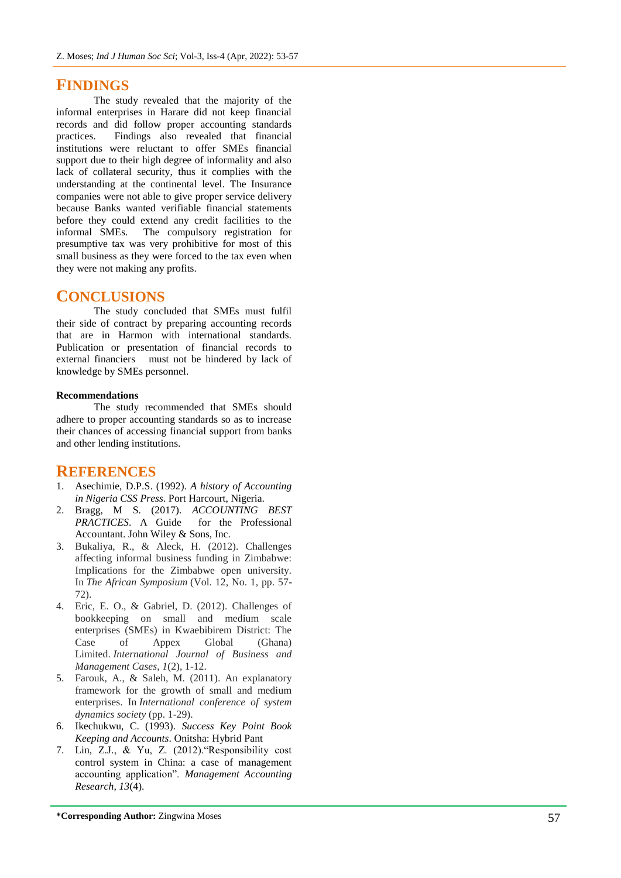## FINDINGS

The study revealed that the majority of the informal enterprises in Harare did not keep financial records and did follow proper accounting standards practices. Findings also revealed that financial institutions were reluctant to offer SMEs financial support due to their high degree of informality and also lack of collateral security, thus it complies with the understanding at the continental level. The Insurance companies were not able to give proper service delivery because Banks wanted verifiable financial statements before they could extend any credit facilities to the informal SMEs. The compulsory registration for presumptive tax was very prohibitive for most of this small business as they were forced to the tax even when they were not making any profits.

## CONCLUSIONS

The study concluded that SMEs must fulfil their side of contract by preparing accounting records that are in Harmon with international standards. Publication or presentation of financial records to external financiers must not be hindered by lack of knowledge by SMEs personnel.

### Recommendations

The study recommended that SMEs should adhere to proper accounting standards so as to increase their chances of accessing financial support from banks and other lending institutions.

## REFERENCES

1. Asechimie, D.P.S. (1992). *A history of Accounting in Nigeria CSS Press*. Port Harcourt, Nigeria.
2. Bragg, M S. (2017). *ACCOUNTING BEST PRACTICES*. A Guide for the Professional Accountant. John Wiley & Sons, Inc.
3. Bukaliya, R., & Aleck, H. (2012). Challenges affecting informal business funding in Zimbabwe: Implications for the Zimbabwe open university. In *The African Symposium* (Vol. 12, No. 1, pp. 57-72).
4. Eric, E. O., & Gabriel, D. (2012). Challenges of bookkeeping on small and medium scale enterprises (SMEs) in Kwaebibirem District: The Case of Appex Global (Ghana) Limited. *International Journal of Business and Management Cases*, *1*(2), 1-12.
5. Farouk, A., & Saleh, M. (2011). An explanatory framework for the growth of small and medium enterprises. In *International conference of system dynamics society* (pp. 1-29).
6. Ikechukwu, C. (1993). *Success Key Point Book Keeping and Accounts*. Onitsha: Hybrid Pant
7. Lin, Z.J., & Yu, Z. (2012)."Responsibility cost control system in China: a case of management accounting application". *Management Accounting Research, 13*(4).